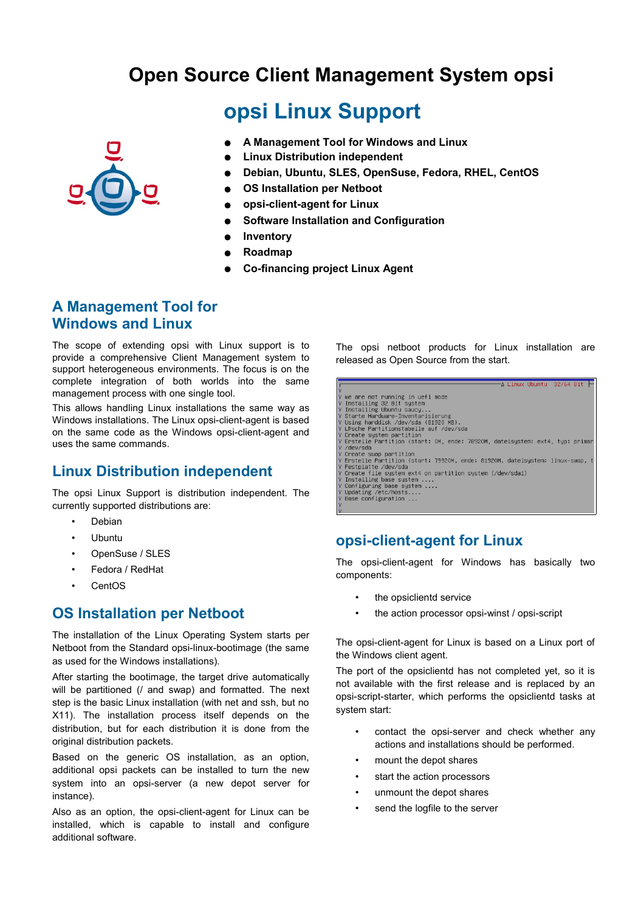# Open Source Client Management System opsi

## opsi Linux Support

- **A Management Tool for Windows and Linux**
- **Linux Distribution independent**
- **Debian, Ubuntu, SLES, OpenSuse, Fedora, RHEL, CentOS**
- **OS Installation per Netboot**
- **opsi-client-agent for Linux**
- **Software Installation and Configuration**
- **Inventory**
- **Roadmap**
- **Co-financing project Linux Agent**

## A Management Tool for Windows and Linux

The scope of extending opsi with Linux support is to provide a comprehensive Client Management system to support heterogeneous environments. The focus is on the complete integration of both worlds into the same management process with one single tool.

This allows handling Linux installations the same way as Windows installations. The Linux opsi-client-agent is based on the same code as the Windows opsi-client-agent and uses the same commands.

## Linux Distribution independent

The opsi Linux Support is distribution independent. The currently supported distributions are:

- Debian
- Ubuntu
- OpenSuse / SLES
- Fedora / RedHat
- CentOS

## OS Installation per Netboot

The installation of the Linux Operating System starts per Netboot from the Standard opsi-linux-bootimage (the same as used for the Windows installations).

After starting the bootimage, the target drive automatically will be partitioned (/ and swap) and formatted. The next step is the basic Linux installation (with net and ssh, but no X11). The installation process itself depends on the distribution, but for each distribution it is done from the original distribution packets.

Based on the generic OS installation, as an option, additional opsi packets can be installed to turn the new system into an opsi-server (a new depot server for instance).

Also as an option, the opsi-client-agent for Linux can be installed, which is capable to install and configure additional software.

The opsi netboot products for Linux installation are released as Open Source from the start.

## opsi-client-agent for Linux

The opsi-client-agent for Windows has basically two components:

- the opsiclientd service
- the action processor opsi-winst / opsi-script

The opsi-client-agent for Linux is based on a Linux port of the Windows client agent.

The port of the opsiclientd has not completed yet, so it is not available with the first release and is replaced by an opsi-script-starter, which performs the opsiclientd tasks at system start:

- contact the opsi-server and check whether any actions and installations should be performed.
- mount the depot shares
- start the action processors
- unmount the depot shares
- send the logfile to the server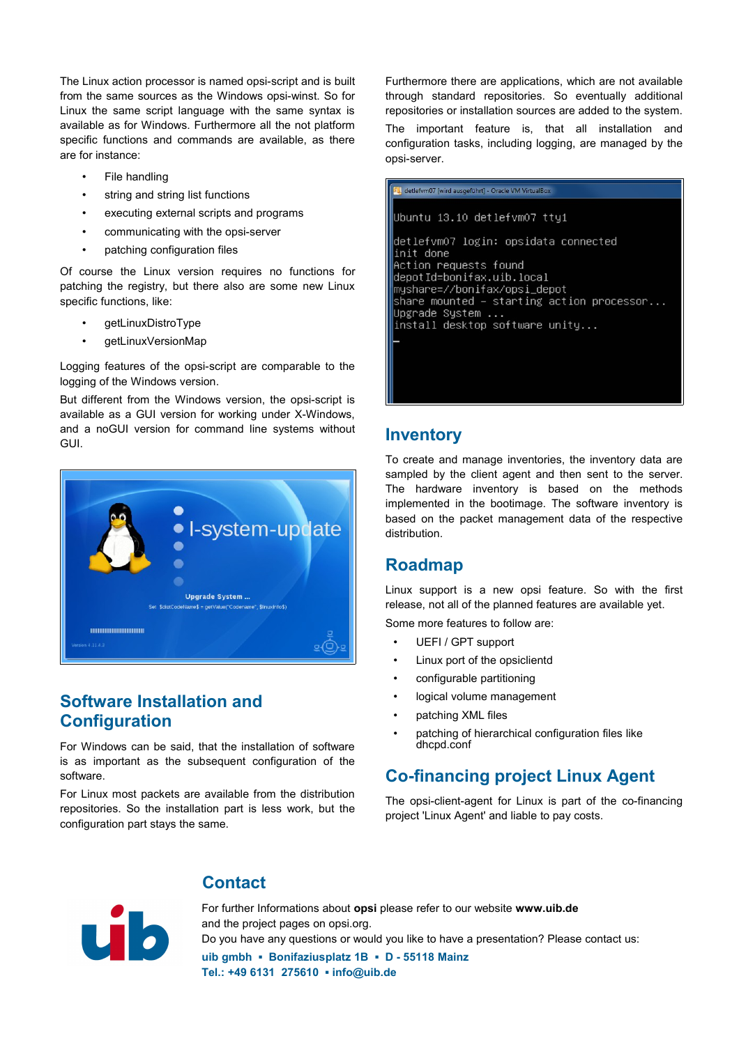The Linux action processor is named opsi-script and is built from the same sources as the Windows opsi-winst. So for Linux the same script language with the same syntax is available as for Windows. Furthermore all the not platform specific functions and commands are available, as there are for instance:

- File handling
- string and string list functions
- executing external scripts and programs
- communicating with the opsi-server
- patching configuration files

Of course the Linux version requires no functions for patching the registry, but there also are some new Linux specific functions, like:

- getLinuxDistroType
- getLinuxVersionMap

Logging features of the opsi-script are comparable to the logging of the Windows version.

But different from the Windows version, the opsi-script is available as a GUI version for working under X-Windows, and a noGUI version for command line systems without GUI.

## Software Installation and Configuration

For Windows can be said, that the installation of software is as important as the subsequent configuration of the software.

For Linux most packets are available from the distribution repositories. So the installation part is less work, but the configuration part stays the same.

Furthermore there are applications, which are not available through standard repositories. So eventually additional repositories or installation sources are added to the system.

The important feature is, that all installation and configuration tasks, including logging, are managed by the opsi-server.

## Inventory

To create and manage inventories, the inventory data are sampled by the client agent and then sent to the server. The hardware inventory is based on the methods implemented in the bootimage. The software inventory is based on the packet management data of the respective distribution.

## Roadmap

Linux support is a new opsi feature. So with the first release, not all of the planned features are available yet.

Some more features to follow are:

- UEFI / GPT support
- Linux port of the opsiclientd
- configurable partitioning
- logical volume management
- patching XML files
- patching of hierarchical configuration files like dhcpd.conf

## Co-financing project Linux Agent

The opsi-client-agent for Linux is part of the co-financing project 'Linux Agent' and liable to pay costs.

## Contact

For further Informations about **opsi** please refer to our website **www.uib.de** and the project pages on opsi.org.
Do you have any questions or would you like to have a presentation? Please contact us:

**uib gmbh ▪ Bonifaziusplatz 1B ▪ D - 55118 Mainz**
**Tel.: +49 6131 275610 ▪ info@uib.de**